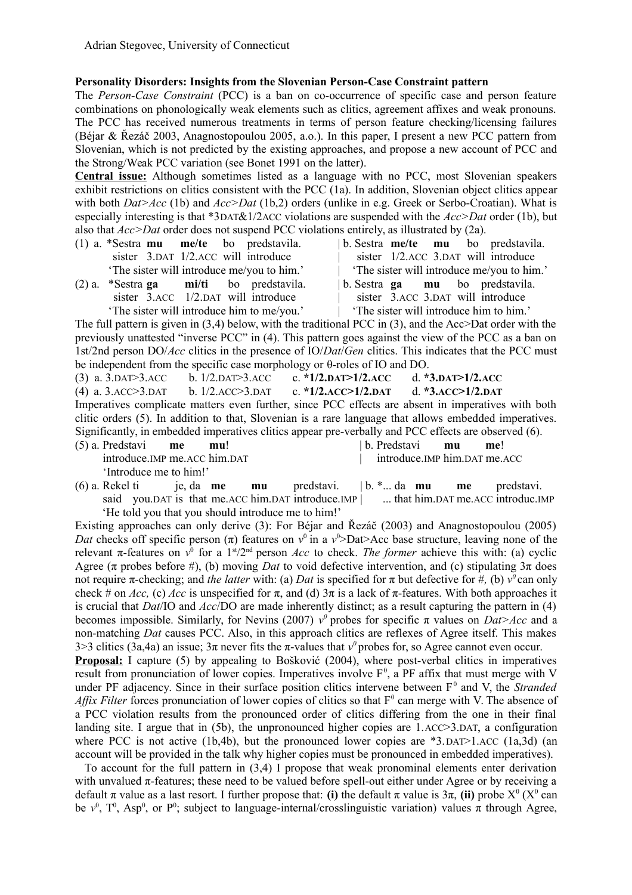Adrian Stegovec, University of Connecticut

**Personality Disorders: Insights from the Slovenian Person-Case Constraint pattern**

The *Person-Case Constraint* (PCC) is a ban on co-occurrence of specific case and person feature combinations on phonologically weak elements such as clitics, agreement affixes and weak pronouns. The PCC has received numerous treatments in terms of person feature checking/licensing failures (Béjar & Řezáč 2003, Anagnostopoulou 2005, a.o.). In this paper, I present a new PCC pattern from Slovenian, which is not predicted by the existing approaches, and propose a new account of PCC and the Strong/Weak PCC variation (see Bonet 1991 on the latter).

**Central issue:** Although sometimes listed as a language with no PCC, most Slovenian speakers exhibit restrictions on clitics consistent with the PCC (1a). In addition, Slovenian object clitics appear with both *Dat>Acc* (1b) and *Acc>Dat* (1b,2) orders (unlike in e.g. Greek or Serbo-Croatian). What is especially interesting is that *3DAT&1/2ACC violations are suspended with the *Acc>Dat* order (1b), but also that *Acc>Dat* order does not suspend PCC violations entirely, as illustrated by (2a).

(1) a. *Sestra **mu** **me/te** bo predstavila.
   sister 3.DAT 1/2.ACC will introduce
   'The sister will introduce me/you to him.'

 b. Sestra **me/te** **mu** bo predstavila.
   sister 1/2.ACC 3.DAT will introduce
   'The sister will introduce me/you to him.'

(2) a. *Sestra **ga** **mi/ti** bo predstavila.
   sister 3.ACC 1/2.DAT will introduce
   'The sister will introduce him to me/you.'

 b. Sestra **ga** **mu** bo predstavila.
   sister 3.ACC 3.DAT will introduce
   'The sister will introduce him to him.'

The full pattern is given in (3,4) below, with the traditional PCC in (3), and the Acc>Dat order with the previously unattested "inverse PCC" in (4). This pattern goes against the view of the PCC as a ban on 1st/2nd person DO/*Acc* clitics in the presence of IO/*Dat*/*Gen* clitics. This indicates that the PCC must be independent from the specific case morphology or θ-roles of IO and DO.

(3) a. 3.DAT>3.ACC  b. 1/2.DAT>3.ACC  c. ***1/2.DAT>1/2.ACC**  d. ***3.DAT>1/2.ACC**

(4) a. 3.ACC>3.DAT  b. 1/2.ACC>3.DAT  c. ***1/2.ACC>1/2.DAT**  d. ***3.ACC>1/2.DAT**

Imperatives complicate matters even further, since PCC effects are absent in imperatives with both clitic orders (5). In addition to that, Slovenian is a rare language that allows embedded imperatives. Significantly, in embedded imperatives clitics appear pre-verbally and PCC effects are observed (6).

(5) a. Predstavi **me** **mu**!
   introduce.IMP me.ACC him.DAT
   'Introduce me to him!'

 b. Predstavi **mu** **me**!
   introduce.IMP him.DAT me.ACC

(6) a. Rekel ti je, da **me** **mu** predstavi.
   said you.DAT is that me.ACC him.DAT introduce.IMP
   'He told you that you should introduce me to him!'

 b. *... da **mu** **me** predstavi.
   ... that him.DAT me.ACC introduc.IMP

Existing approaches can only derive (3): For Béjar and Řezáč (2003) and Anagnostopoulou (2005) *Dat* checks off specific person (π) features on $v^0$ in a $v^0$>Dat>Acc base structure, leaving none of the relevant π-features on $v^0$ for a 1st/2nd person *Acc* to check. *The former* achieve this with: (a) cyclic Agree (π probes before #), (b) moving *Dat* to void defective intervention, and (c) stipulating 3π does not require π-checking; and *the latter* with: (a) *Dat* is specified for π but defective for #, (b) $v^0$ can only check # on *Acc,* (c) *Acc* is unspecified for π, and (d) 3π is a lack of π-features. With both approaches it is crucial that *Dat*/IO and *Acc*/DO are made inherently distinct; as a result capturing the pattern in (4) becomes impossible. Similarly, for Nevins (2007) $v^0$ probes for specific π values on *Dat>Acc* and a non-matching *Dat* causes PCC. Also, in this approach clitics are reflexes of Agree itself. This makes 3>3 clitics (3a,4a) an issue; 3π never fits the π-values that $v^0$ probes for, so Agree cannot even occur.

**Proposal:** I capture (5) by appealing to Bošković (2004), where post-verbal clitics in imperatives result from pronunciation of lower copies. Imperatives involve $F^0$, a PF affix that must merge with V under PF adjacency. Since in their surface position clitics intervene between $F^0$ and V, the *Stranded Affix Filter* forces pronunciation of lower copies of clitics so that $F^0$ can merge with V. The absence of a PCC violation results from the pronounced order of clitics differing from the one in their final landing site. I argue that in (5b), the unpronounced higher copies are 1.ACC>3.DAT, a configuration where PCC is not active (1b,4b), but the pronounced lower copies are *3.DAT>1.ACC (1a,3d) (an account will be provided in the talk why higher copies must be pronounced in embedded imperatives).

To account for the full pattern in (3,4) I propose that weak pronominal elements enter derivation with unvalued π-features; these need to be valued before spell-out either under Agree or by receiving a default π value as a last resort. I further propose that: **(i)** the default π value is 3π, **(ii)** probe $X^0$ ($X^0$ can be $v^0$, $T^0$, $Asp^0$, or $P^0$; subject to language-internal/crosslinguistic variation) values π through Agree,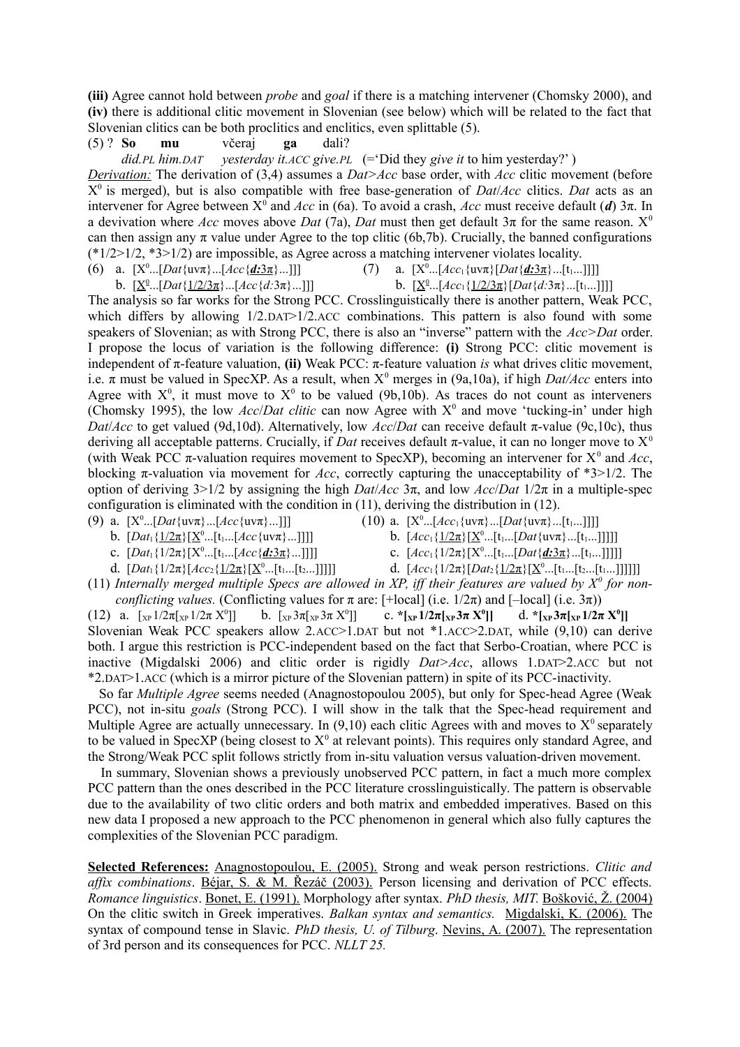**(iii)** Agree cannot hold between *probe* and *goal* if there is a matching intervener (Chomsky 2000), and **(iv)** there is additional clitic movement in Slovenian (see below) which will be related to the fact that Slovenian clitics can be both proclitics and enclitics, even splittable (5).

(5) ? **So** **mu** včeraj **ga** dali?
*did.PL him.DAT* *yesterday it.ACC give.PL* (='Did they *give it* to him yesterday?')

*Derivation:* The derivation of (3,4) assumes a *Dat>Acc* base order, with *Acc* clitic movement (before $X^0$ is merged), but is also compatible with free base-generation of *Dat*/*Acc* clitics. *Dat* acts as an intervener for Agree between $X^0$ and *Acc* in (6a). To avoid a crash, *Acc* must receive default (***d***) 3π. In a devivation where *Acc* moves above *Dat* (7a), *Dat* must then get default 3π for the same reason. $X^0$ can then assign any π value under Agree to the top clitic (6b,7b). Crucially, the banned configurations (*1/2>1/2, *3>1/2) are impossible, as Agree across a matching intervener violates locality.

(6) a. [$X^0$...[*Dat*{uvπ}...[*Acc*{***d*:3π**}...]]]
b. [$\underline{X^0}$...[*Dat*{$\underline{1/2/3π}$}...[*Acc*{*d*:3π}...]]]

(7) a. [$X^0$...[$Acc_1${uvπ}[*Dat*{***d*:3π**}...[$t_1$...]]]]
b. [$\underline{X^0}$...[$Acc_1${$\underline{1/2/3π}$}[*Dat*{*d*:3π}...[$t_1$...]]]]

The analysis so far works for the Strong PCC. Crosslinguistically there is another pattern, Weak PCC, which differs by allowing 1/2.DAT>1/2.ACC combinations. This pattern is also found with some speakers of Slovenian; as with Strong PCC, there is also an "inverse" pattern with the *Acc>Dat* order. I propose the locus of variation is the following difference: **(i)** Strong PCC: clitic movement is independent of π-feature valuation, **(ii)** Weak PCC: π-feature valuation *is* what drives clitic movement, i.e. π must be valued in SpecXP. As a result, when $X^0$ merges in (9a,10a), if high *Dat/Acc* enters into Agree with $X^0$, it must move to $X^0$ to be valued (9b,10b). As traces do not count as interveners (Chomsky 1995), the low *Acc*/*Dat clitic* can now Agree with $X^0$ and move 'tucking-in' under high *Dat*/*Acc* to get valued (9d,10d). Alternatively, low *Acc*/*Dat* can receive default π-value (9c,10c), thus deriving all acceptable patterns. Crucially, if *Dat* receives default π-value, it can no longer move to $X^0$ (with Weak PCC π-valuation requires movement to SpecXP), becoming an intervener for $X^0$ and *Acc*, blocking π-valuation via movement for *Acc*, correctly capturing the unacceptability of *3>1/2. The option of deriving 3>1/2 by assigning the high *Dat*/*Acc* 3π, and low *Acc*/*Dat* 1/2π in a multiple-spec configuration is eliminated with the condition in (11), deriving the distribution in (12).

(9) a. [$X^0$...[*Dat*{uvπ}...[*Acc*{uvπ}...]]]
b. [$Dat_1${$\underline{1/2π}$}[$\underline{X^0}$...[$t_1$...[*Acc*{uvπ}...]]]]
c. [$Dat_1${1/2π}[$X^0$...[$t_1$...[*Acc*{***d*:3π**}...]]]]
d. [$Dat_1${1/2π}[$Acc_2${$\underline{1/2π}$}[$\underline{X^0}$...[$t_1$...[$t_2$...]]]]]

(10) a. [$X^0$...[$Acc_1${uvπ}...[*Dat*{uvπ}...[$t_1$...]]]]
b. [$Acc_1${$\underline{1/2π}$}[$\underline{X^0}$...[$t_1$...[*Dat*{uvπ}...[$t_1$...]]]]]
c. [$Acc_1${1/2π}[$X^0$...[$t_1$...[*Dat*{***d*:3π**}...[$t_1$...]]]]]
d. [$Acc_1${1/2π}[$Dat_2${$\underline{1/2π}$}[$\underline{X^0}$...[$t_1$...[$t_2$...[$t_1$...]]]]]]

(11) *Internally merged multiple Specs are allowed in XP, iff their features are valued by $X^0$ for non-conflicting values.* (Conflicting values for π are: [+local] (i.e. 1/2π) and [–local] (i.e. 3π))

(12) a. [$_{XP}$ 1/2π[$_{XP}$ 1/2π $X^0$]] b. [$_{XP}$ 3π[$_{XP}$ 3π $X^0$]] c. ***[$_{XP}$ 1/2π[$_{XP}$ 3π $X^0$]]** d. ***[$_{XP}$ 3π[$_{XP}$ 1/2π $X^0$]]**

Slovenian Weak PCC speakers allow 2.ACC>1.DAT but not *1.ACC>2.DAT, while (9,10) can derive both. I argue this restriction is PCC-independent based on the fact that Serbo-Croatian, where PCC is inactive (Migdalski 2006) and clitic order is rigidly *Dat>Acc*, allows 1.DAT>2.ACC but not *2.DAT>1.ACC (which is a mirror picture of the Slovenian pattern) in spite of its PCC-inactivity.

So far *Multiple Agree* seems needed (Anagnostopoulou 2005), but only for Spec-head Agree (Weak PCC), not in-situ *goals* (Strong PCC). I will show in the talk that the Spec-head requirement and Multiple Agree are actually unnecessary. In (9,10) each clitic Agrees with and moves to $X^0$ separately to be valued in SpecXP (being closest to $X^0$ at relevant points). This requires only standard Agree, and the Strong/Weak PCC split follows strictly from in-situ valuation versus valuation-driven movement.

In summary, Slovenian shows a previously unobserved PCC pattern, in fact a much more complex PCC pattern than the ones described in the PCC literature crosslinguistically. The pattern is observable due to the availability of two clitic orders and both matrix and embedded imperatives. Based on this new data I proposed a new approach to the PCC phenomenon in general which also fully captures the complexities of the Slovenian PCC paradigm.

**Selected References:** Anagnostopoulou, E. (2005). Strong and weak person restrictions. *Clitic and affix combinations*. Béjar, S. & M. Řezáč (2003). Person licensing and derivation of PCC effects. *Romance linguistics*. Bonet, E. (1991). Morphology after syntax. *PhD thesis, MIT.* Bošković, Ž. (2004) On the clitic switch in Greek imperatives. *Balkan syntax and semantics.* Migdalski, K. (2006). The syntax of compound tense in Slavic. *PhD thesis, U. of Tilburg*. Nevins, A. (2007). The representation of 3rd person and its consequences for PCC. *NLLT 25.*